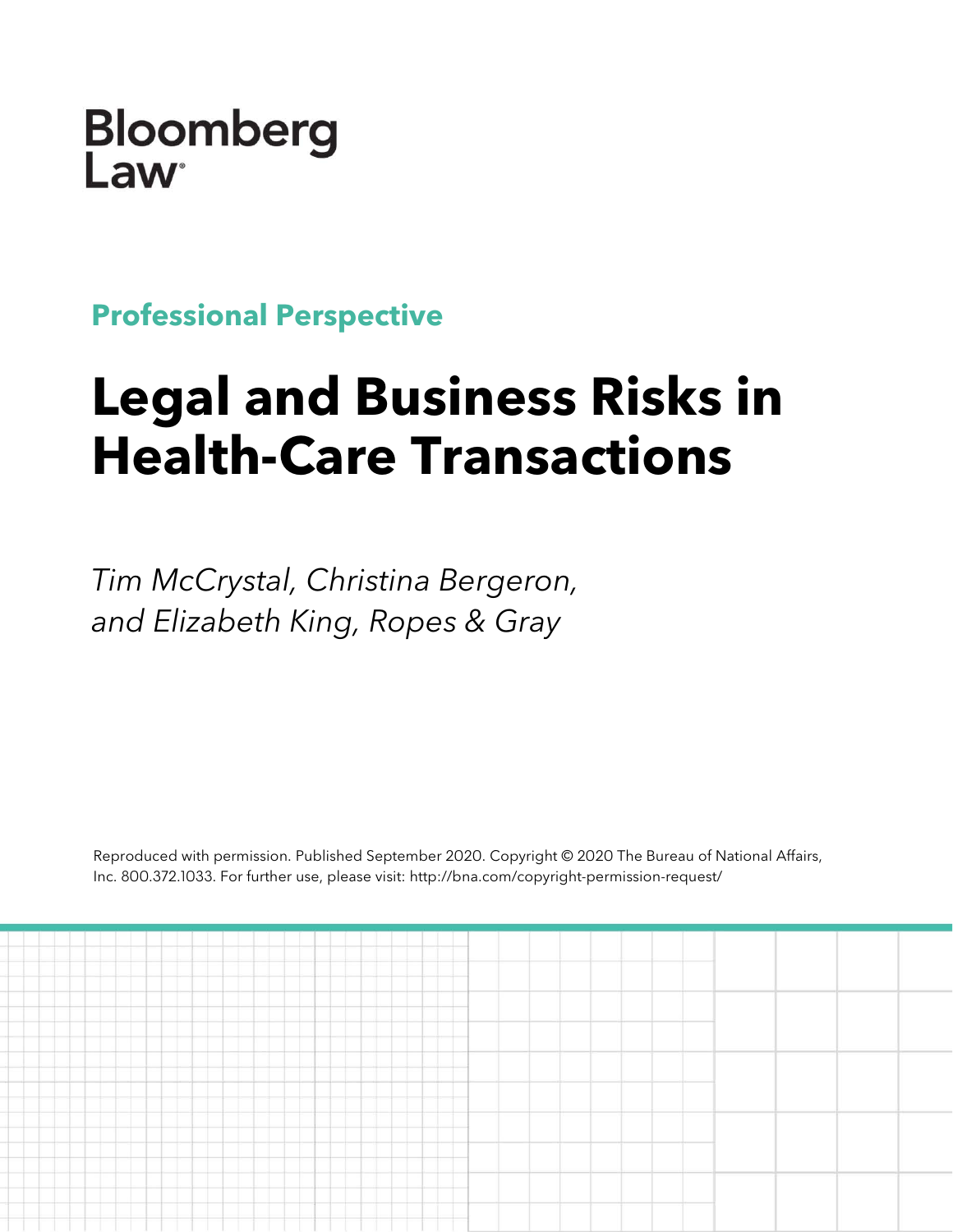Bloomberg Law

**Professional Perspective**

# Legal and Business Risks in Health-Care Transactions

*Tim McCrystal, Christina Bergeron, and Elizabeth King, Ropes & Gray*

Reproduced with permission. Published September 2020. Copyright © 2020 The Bureau of National Affairs, Inc. 800.372.1033. For further use, please visit: http://bna.com/copyright-permission-request/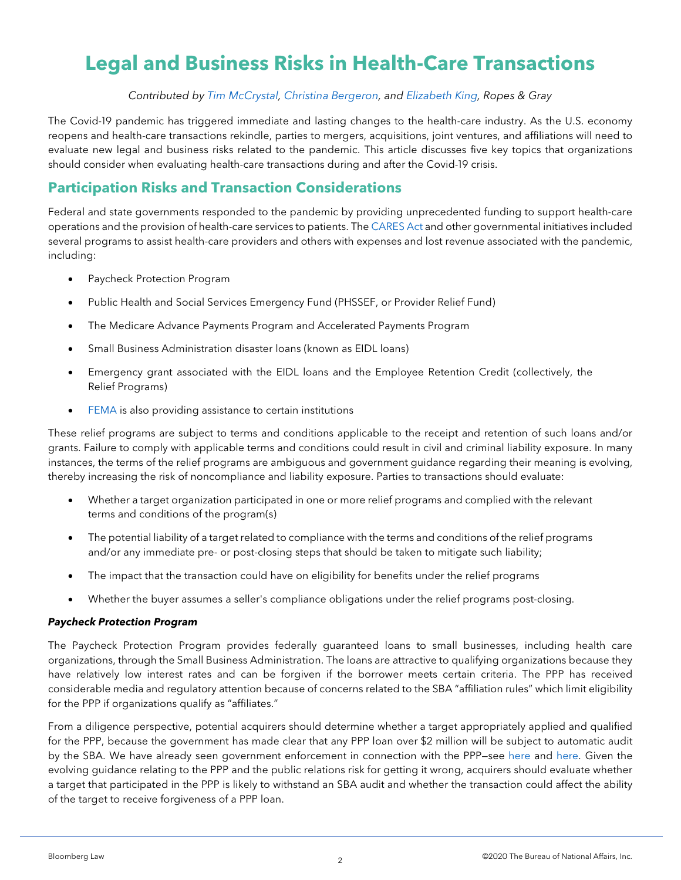# Legal and Business Risks in Health-Care Transactions

*Contributed by Tim McCrystal, Christina Bergeron, and Elizabeth King, Ropes & Gray*

The Covid-19 pandemic has triggered immediate and lasting changes to the health-care industry. As the U.S. economy reopens and health-care transactions rekindle, parties to mergers, acquisitions, joint ventures, and affiliations will need to evaluate new legal and business risks related to the pandemic. This article discusses five key topics that organizations should consider when evaluating health-care transactions during and after the Covid-19 crisis.

## Participation Risks and Transaction Considerations

Federal and state governments responded to the pandemic by providing unprecedented funding to support health-care operations and the provision of health-care services to patients. The CARES Act and other governmental initiatives included several programs to assist health-care providers and others with expenses and lost revenue associated with the pandemic, including:

- Paycheck Protection Program
- Public Health and Social Services Emergency Fund (PHSSEF, or Provider Relief Fund)
- The Medicare Advance Payments Program and Accelerated Payments Program
- Small Business Administration disaster loans (known as EIDL loans)
- Emergency grant associated with the EIDL loans and the Employee Retention Credit (collectively, the Relief Programs)
- FEMA is also providing assistance to certain institutions

These relief programs are subject to terms and conditions applicable to the receipt and retention of such loans and/or grants. Failure to comply with applicable terms and conditions could result in civil and criminal liability exposure. In many instances, the terms of the relief programs are ambiguous and government guidance regarding their meaning is evolving, thereby increasing the risk of noncompliance and liability exposure. Parties to transactions should evaluate:

- Whether a target organization participated in one or more relief programs and complied with the relevant terms and conditions of the program(s)
- The potential liability of a target related to compliance with the terms and conditions of the relief programs and/or any immediate pre- or post-closing steps that should be taken to mitigate such liability;
- The impact that the transaction could have on eligibility for benefits under the relief programs
- Whether the buyer assumes a seller's compliance obligations under the relief programs post-closing.

***Paycheck Protection Program***

The Paycheck Protection Program provides federally guaranteed loans to small businesses, including health care organizations, through the Small Business Administration. The loans are attractive to qualifying organizations because they have relatively low interest rates and can be forgiven if the borrower meets certain criteria. The PPP has received considerable media and regulatory attention because of concerns related to the SBA "affiliation rules" which limit eligibility for the PPP if organizations qualify as "affiliates."

From a diligence perspective, potential acquirers should determine whether a target appropriately applied and qualified for the PPP, because the government has made clear that any PPP loan over $2 million will be subject to automatic audit by the SBA. We have already seen government enforcement in connection with the PPP—see here and here. Given the evolving guidance relating to the PPP and the public relations risk for getting it wrong, acquirers should evaluate whether a target that participated in the PPP is likely to withstand an SBA audit and whether the transaction could affect the ability of the target to receive forgiveness of a PPP loan.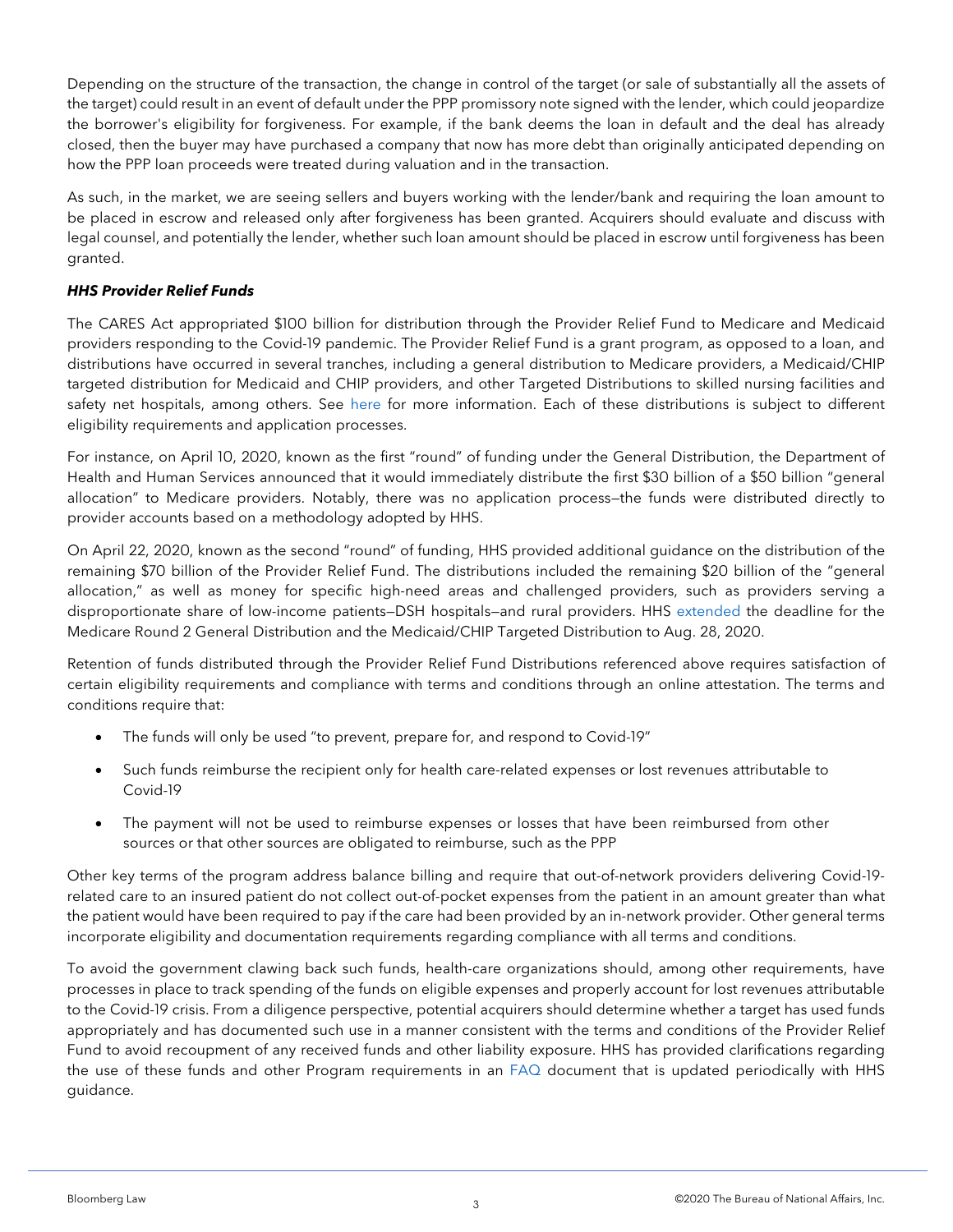Depending on the structure of the transaction, the change in control of the target (or sale of substantially all the assets of the target) could result in an event of default under the PPP promissory note signed with the lender, which could jeopardize the borrower's eligibility for forgiveness. For example, if the bank deems the loan in default and the deal has already closed, then the buyer may have purchased a company that now has more debt than originally anticipated depending on how the PPP loan proceeds were treated during valuation and in the transaction.

As such, in the market, we are seeing sellers and buyers working with the lender/bank and requiring the loan amount to be placed in escrow and released only after forgiveness has been granted. Acquirers should evaluate and discuss with legal counsel, and potentially the lender, whether such loan amount should be placed in escrow until forgiveness has been granted.

***HHS Provider Relief Funds***

The CARES Act appropriated $100 billion for distribution through the Provider Relief Fund to Medicare and Medicaid providers responding to the Covid-19 pandemic. The Provider Relief Fund is a grant program, as opposed to a loan, and distributions have occurred in several tranches, including a general distribution to Medicare providers, a Medicaid/CHIP targeted distribution for Medicaid and CHIP providers, and other Targeted Distributions to skilled nursing facilities and safety net hospitals, among others. See here for more information. Each of these distributions is subject to different eligibility requirements and application processes.

For instance, on April 10, 2020, known as the first "round" of funding under the General Distribution, the Department of Health and Human Services announced that it would immediately distribute the first $30 billion of a $50 billion "general allocation" to Medicare providers. Notably, there was no application process—the funds were distributed directly to provider accounts based on a methodology adopted by HHS.

On April 22, 2020, known as the second "round" of funding, HHS provided additional guidance on the distribution of the remaining $70 billion of the Provider Relief Fund. The distributions included the remaining $20 billion of the "general allocation," as well as money for specific high-need areas and challenged providers, such as providers serving a disproportionate share of low-income patients—DSH hospitals—and rural providers. HHS extended the deadline for the Medicare Round 2 General Distribution and the Medicaid/CHIP Targeted Distribution to Aug. 28, 2020.

Retention of funds distributed through the Provider Relief Fund Distributions referenced above requires satisfaction of certain eligibility requirements and compliance with terms and conditions through an online attestation. The terms and conditions require that:

- The funds will only be used "to prevent, prepare for, and respond to Covid-19"
- Such funds reimburse the recipient only for health care-related expenses or lost revenues attributable to Covid-19
- The payment will not be used to reimburse expenses or losses that have been reimbursed from other sources or that other sources are obligated to reimburse, such as the PPP

Other key terms of the program address balance billing and require that out-of-network providers delivering Covid-19-related care to an insured patient do not collect out-of-pocket expenses from the patient in an amount greater than what the patient would have been required to pay if the care had been provided by an in-network provider. Other general terms incorporate eligibility and documentation requirements regarding compliance with all terms and conditions.

To avoid the government clawing back such funds, health-care organizations should, among other requirements, have processes in place to track spending of the funds on eligible expenses and properly account for lost revenues attributable to the Covid-19 crisis. From a diligence perspective, potential acquirers should determine whether a target has used funds appropriately and has documented such use in a manner consistent with the terms and conditions of the Provider Relief Fund to avoid recoupment of any received funds and other liability exposure. HHS has provided clarifications regarding the use of these funds and other Program requirements in an FAQ document that is updated periodically with HHS guidance.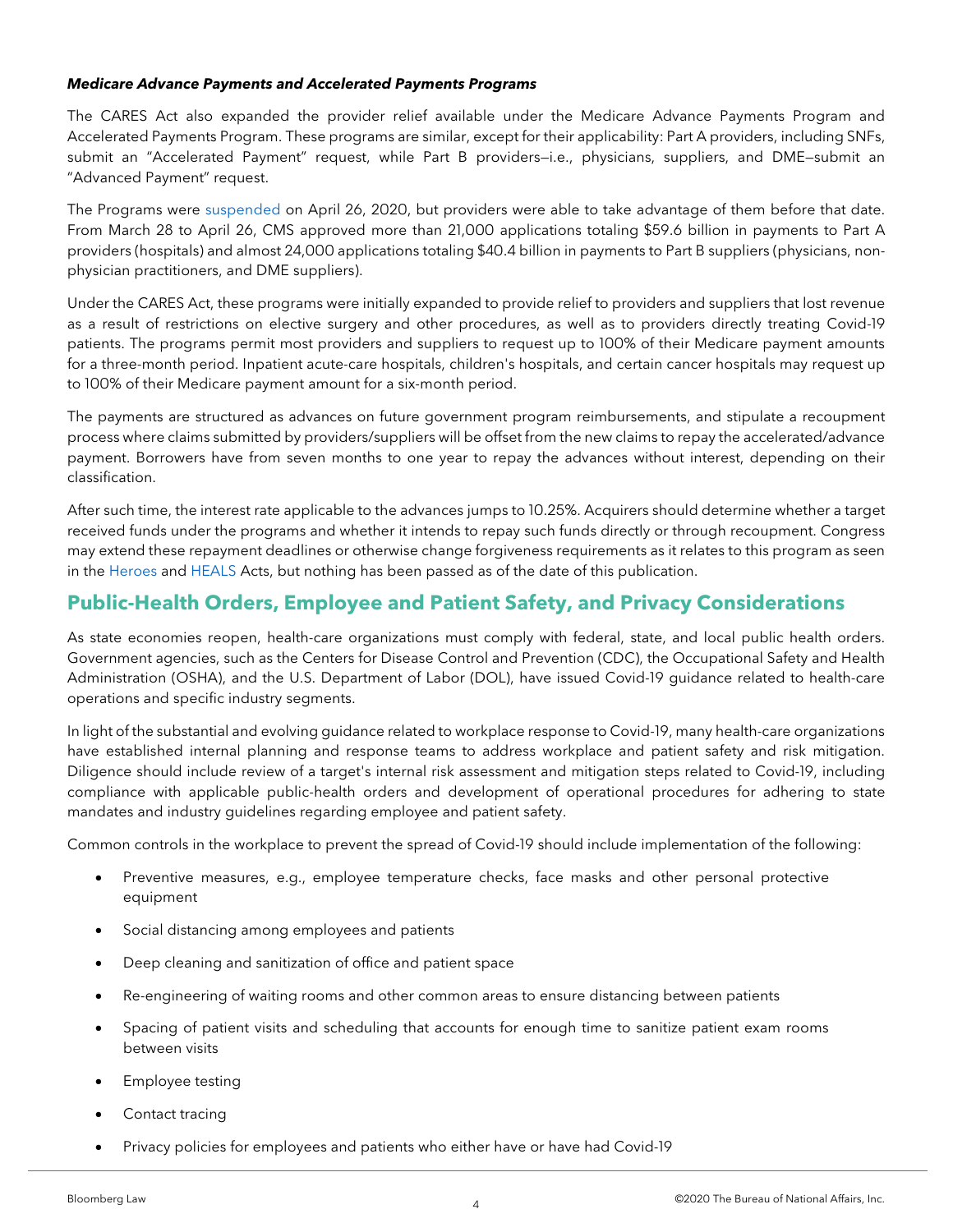***Medicare Advance Payments and Accelerated Payments Programs***

The CARES Act also expanded the provider relief available under the Medicare Advance Payments Program and Accelerated Payments Program. These programs are similar, except for their applicability: Part A providers, including SNFs, submit an "Accelerated Payment" request, while Part B providers—i.e., physicians, suppliers, and DME—submit an "Advanced Payment" request.

The Programs were suspended on April 26, 2020, but providers were able to take advantage of them before that date. From March 28 to April 26, CMS approved more than 21,000 applications totaling $59.6 billion in payments to Part A providers (hospitals) and almost 24,000 applications totaling $40.4 billion in payments to Part B suppliers (physicians, non-physician practitioners, and DME suppliers).

Under the CARES Act, these programs were initially expanded to provide relief to providers and suppliers that lost revenue as a result of restrictions on elective surgery and other procedures, as well as to providers directly treating Covid-19 patients. The programs permit most providers and suppliers to request up to 100% of their Medicare payment amounts for a three-month period. Inpatient acute-care hospitals, children's hospitals, and certain cancer hospitals may request up to 100% of their Medicare payment amount for a six-month period.

The payments are structured as advances on future government program reimbursements, and stipulate a recoupment process where claims submitted by providers/suppliers will be offset from the new claims to repay the accelerated/advance payment. Borrowers have from seven months to one year to repay the advances without interest, depending on their classification.

After such time, the interest rate applicable to the advances jumps to 10.25%. Acquirers should determine whether a target received funds under the programs and whether it intends to repay such funds directly or through recoupment. Congress may extend these repayment deadlines or otherwise change forgiveness requirements as it relates to this program as seen in the Heroes and HEALS Acts, but nothing has been passed as of the date of this publication.

## Public-Health Orders, Employee and Patient Safety, and Privacy Considerations

As state economies reopen, health-care organizations must comply with federal, state, and local public health orders. Government agencies, such as the Centers for Disease Control and Prevention (CDC), the Occupational Safety and Health Administration (OSHA), and the U.S. Department of Labor (DOL), have issued Covid-19 guidance related to health-care operations and specific industry segments.

In light of the substantial and evolving guidance related to workplace response to Covid-19, many health-care organizations have established internal planning and response teams to address workplace and patient safety and risk mitigation. Diligence should include review of a target's internal risk assessment and mitigation steps related to Covid-19, including compliance with applicable public-health orders and development of operational procedures for adhering to state mandates and industry guidelines regarding employee and patient safety.

Common controls in the workplace to prevent the spread of Covid-19 should include implementation of the following:

- Preventive measures, e.g., employee temperature checks, face masks and other personal protective equipment
- Social distancing among employees and patients
- Deep cleaning and sanitization of office and patient space
- Re-engineering of waiting rooms and other common areas to ensure distancing between patients
- Spacing of patient visits and scheduling that accounts for enough time to sanitize patient exam rooms between visits
- Employee testing
- Contact tracing
- Privacy policies for employees and patients who either have or have had Covid-19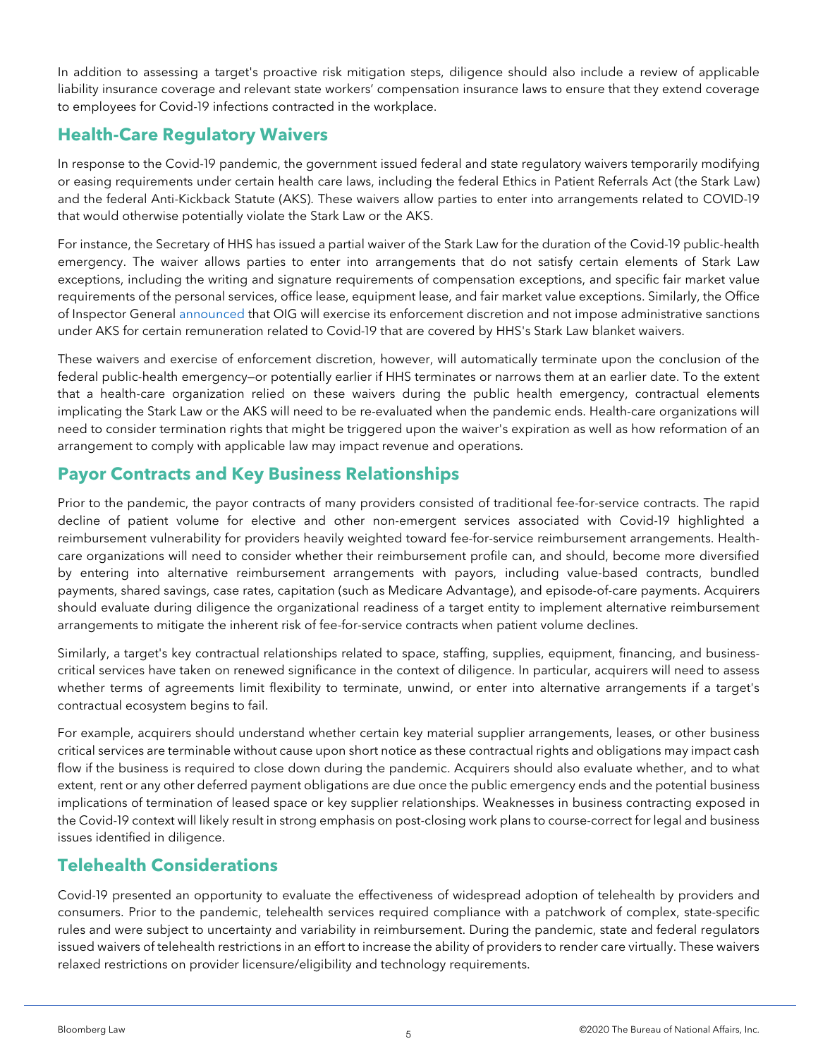In addition to assessing a target's proactive risk mitigation steps, diligence should also include a review of applicable liability insurance coverage and relevant state workers' compensation insurance laws to ensure that they extend coverage to employees for Covid-19 infections contracted in the workplace.

## Health-Care Regulatory Waivers

In response to the Covid-19 pandemic, the government issued federal and state regulatory waivers temporarily modifying or easing requirements under certain health care laws, including the federal Ethics in Patient Referrals Act (the Stark Law) and the federal Anti-Kickback Statute (AKS). These waivers allow parties to enter into arrangements related to COVID-19 that would otherwise potentially violate the Stark Law or the AKS.

For instance, the Secretary of HHS has issued a partial waiver of the Stark Law for the duration of the Covid-19 public-health emergency. The waiver allows parties to enter into arrangements that do not satisfy certain elements of Stark Law exceptions, including the writing and signature requirements of compensation exceptions, and specific fair market value requirements of the personal services, office lease, equipment lease, and fair market value exceptions. Similarly, the Office of Inspector General announced that OIG will exercise its enforcement discretion and not impose administrative sanctions under AKS for certain remuneration related to Covid-19 that are covered by HHS's Stark Law blanket waivers.

These waivers and exercise of enforcement discretion, however, will automatically terminate upon the conclusion of the federal public-health emergency—or potentially earlier if HHS terminates or narrows them at an earlier date. To the extent that a health-care organization relied on these waivers during the public health emergency, contractual elements implicating the Stark Law or the AKS will need to be re-evaluated when the pandemic ends. Health-care organizations will need to consider termination rights that might be triggered upon the waiver's expiration as well as how reformation of an arrangement to comply with applicable law may impact revenue and operations.

## Payor Contracts and Key Business Relationships

Prior to the pandemic, the payor contracts of many providers consisted of traditional fee-for-service contracts. The rapid decline of patient volume for elective and other non-emergent services associated with Covid-19 highlighted a reimbursement vulnerability for providers heavily weighted toward fee-for-service reimbursement arrangements. Health-care organizations will need to consider whether their reimbursement profile can, and should, become more diversified by entering into alternative reimbursement arrangements with payors, including value-based contracts, bundled payments, shared savings, case rates, capitation (such as Medicare Advantage), and episode-of-care payments. Acquirers should evaluate during diligence the organizational readiness of a target entity to implement alternative reimbursement arrangements to mitigate the inherent risk of fee-for-service contracts when patient volume declines.

Similarly, a target's key contractual relationships related to space, staffing, supplies, equipment, financing, and business-critical services have taken on renewed significance in the context of diligence. In particular, acquirers will need to assess whether terms of agreements limit flexibility to terminate, unwind, or enter into alternative arrangements if a target's contractual ecosystem begins to fail.

For example, acquirers should understand whether certain key material supplier arrangements, leases, or other business critical services are terminable without cause upon short notice as these contractual rights and obligations may impact cash flow if the business is required to close down during the pandemic. Acquirers should also evaluate whether, and to what extent, rent or any other deferred payment obligations are due once the public emergency ends and the potential business implications of termination of leased space or key supplier relationships. Weaknesses in business contracting exposed in the Covid-19 context will likely result in strong emphasis on post-closing work plans to course-correct for legal and business issues identified in diligence.

## Telehealth Considerations

Covid-19 presented an opportunity to evaluate the effectiveness of widespread adoption of telehealth by providers and consumers. Prior to the pandemic, telehealth services required compliance with a patchwork of complex, state-specific rules and were subject to uncertainty and variability in reimbursement. During the pandemic, state and federal regulators issued waivers of telehealth restrictions in an effort to increase the ability of providers to render care virtually. These waivers relaxed restrictions on provider licensure/eligibility and technology requirements.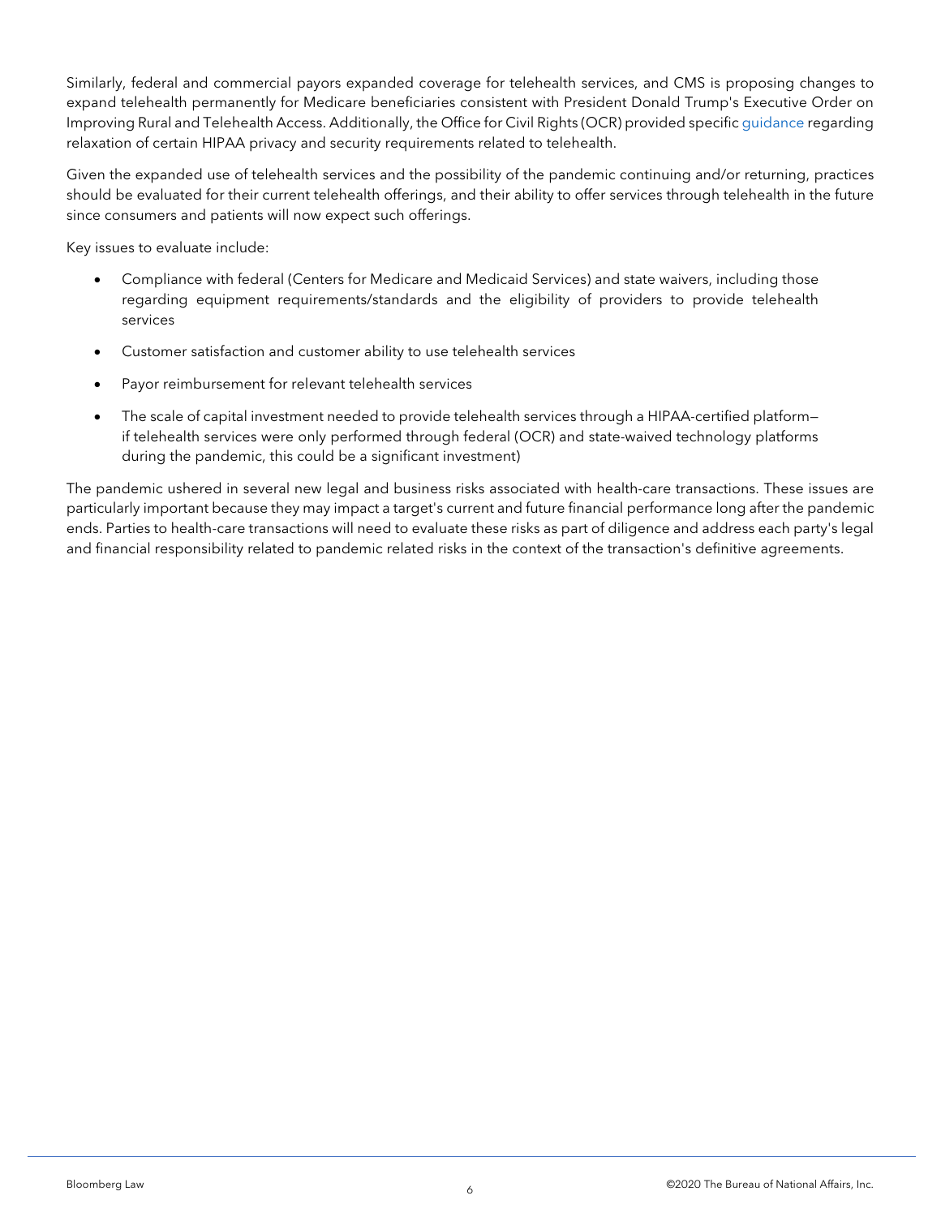Similarly, federal and commercial payors expanded coverage for telehealth services, and CMS is proposing changes to expand telehealth permanently for Medicare beneficiaries consistent with President Donald Trump's Executive Order on Improving Rural and Telehealth Access. Additionally, the Office for Civil Rights (OCR) provided specific guidance regarding relaxation of certain HIPAA privacy and security requirements related to telehealth.

Given the expanded use of telehealth services and the possibility of the pandemic continuing and/or returning, practices should be evaluated for their current telehealth offerings, and their ability to offer services through telehealth in the future since consumers and patients will now expect such offerings.

Key issues to evaluate include:

- Compliance with federal (Centers for Medicare and Medicaid Services) and state waivers, including those regarding equipment requirements/standards and the eligibility of providers to provide telehealth services
- Customer satisfaction and customer ability to use telehealth services
- Payor reimbursement for relevant telehealth services
- The scale of capital investment needed to provide telehealth services through a HIPAA-certified platform—if telehealth services were only performed through federal (OCR) and state-waived technology platforms during the pandemic, this could be a significant investment)

The pandemic ushered in several new legal and business risks associated with health-care transactions. These issues are particularly important because they may impact a target's current and future financial performance long after the pandemic ends. Parties to health-care transactions will need to evaluate these risks as part of diligence and address each party's legal and financial responsibility related to pandemic related risks in the context of the transaction's definitive agreements.